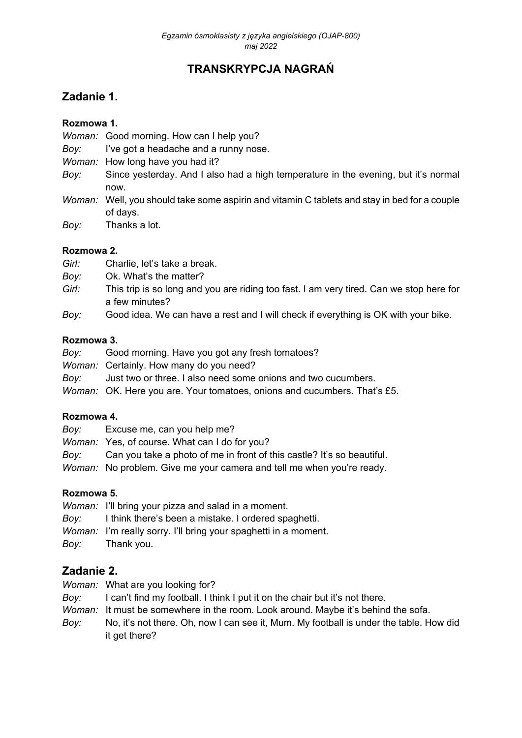# TRANSKRYPCJA NAGRAŃ

## Zadanie 1.

### Rozmowa 1.

*Woman:* Good morning. How can I help you?
*Boy:* I've got a headache and a runny nose.
*Woman:* How long have you had it?
*Boy:* Since yesterday. And I also had a high temperature in the evening, but it's normal now.
*Woman:* Well, you should take some aspirin and vitamin C tablets and stay in bed for a couple of days.
*Boy:* Thanks a lot.

### Rozmowa 2.

*Girl:* Charlie, let's take a break.
*Boy:* Ok. What's the matter?
*Girl:* This trip is so long and you are riding too fast. I am very tired. Can we stop here for a few minutes?
*Boy:* Good idea. We can have a rest and I will check if everything is OK with your bike.

### Rozmowa 3.

*Boy:* Good morning. Have you got any fresh tomatoes?
*Woman:* Certainly. How many do you need?
*Boy:* Just two or three. I also need some onions and two cucumbers.
*Woman:* OK. Here you are. Your tomatoes, onions and cucumbers. That's £5.

### Rozmowa 4.

*Boy:* Excuse me, can you help me?
*Woman:* Yes, of course. What can I do for you?
*Boy:* Can you take a photo of me in front of this castle? It's so beautiful.
*Woman:* No problem. Give me your camera and tell me when you're ready.

### Rozmowa 5.

*Woman:* I'll bring your pizza and salad in a moment.
*Boy:* I think there's been a mistake. I ordered spaghetti.
*Woman:* I'm really sorry. I'll bring your spaghetti in a moment.
*Boy:* Thank you.

## Zadanie 2.

*Woman:* What are you looking for?
*Boy:* I can't find my football. I think I put it on the chair but it's not there.
*Woman:* It must be somewhere in the room. Look around. Maybe it's behind the sofa.
*Boy:* No, it's not there. Oh, now I can see it, Mum. My football is under the table. How did it get there?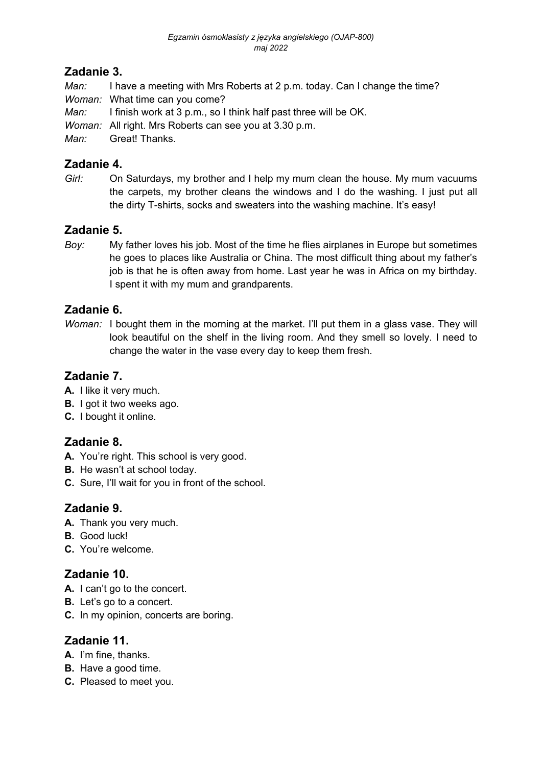## Zadanie 3.

*Man:* I have a meeting with Mrs Roberts at 2 p.m. today. Can I change the time?
*Woman:* What time can you come?
*Man:* I finish work at 3 p.m., so I think half past three will be OK.
*Woman:* All right. Mrs Roberts can see you at 3.30 p.m.
*Man:* Great! Thanks.

## Zadanie 4.

*Girl:* On Saturdays, my brother and I help my mum clean the house. My mum vacuums the carpets, my brother cleans the windows and I do the washing. I just put all the dirty T-shirts, socks and sweaters into the washing machine. It's easy!

## Zadanie 5.

*Boy:* My father loves his job. Most of the time he flies airplanes in Europe but sometimes he goes to places like Australia or China. The most difficult thing about my father's job is that he is often away from home. Last year he was in Africa on my birthday. I spent it with my mum and grandparents.

## Zadanie 6.

*Woman:* I bought them in the morning at the market. I'll put them in a glass vase. They will look beautiful on the shelf in the living room. And they smell so lovely. I need to change the water in the vase every day to keep them fresh.

## Zadanie 7.

**A.** I like it very much.
**B.** I got it two weeks ago.
**C.** I bought it online.

## Zadanie 8.

**A.** You're right. This school is very good.
**B.** He wasn't at school today.
**C.** Sure, I'll wait for you in front of the school.

## Zadanie 9.

**A.** Thank you very much.
**B.** Good luck!
**C.** You're welcome.

## Zadanie 10.

**A.** I can't go to the concert.
**B.** Let's go to a concert.
**C.** In my opinion, concerts are boring.

## Zadanie 11.

**A.** I'm fine, thanks.
**B.** Have a good time.
**C.** Pleased to meet you.